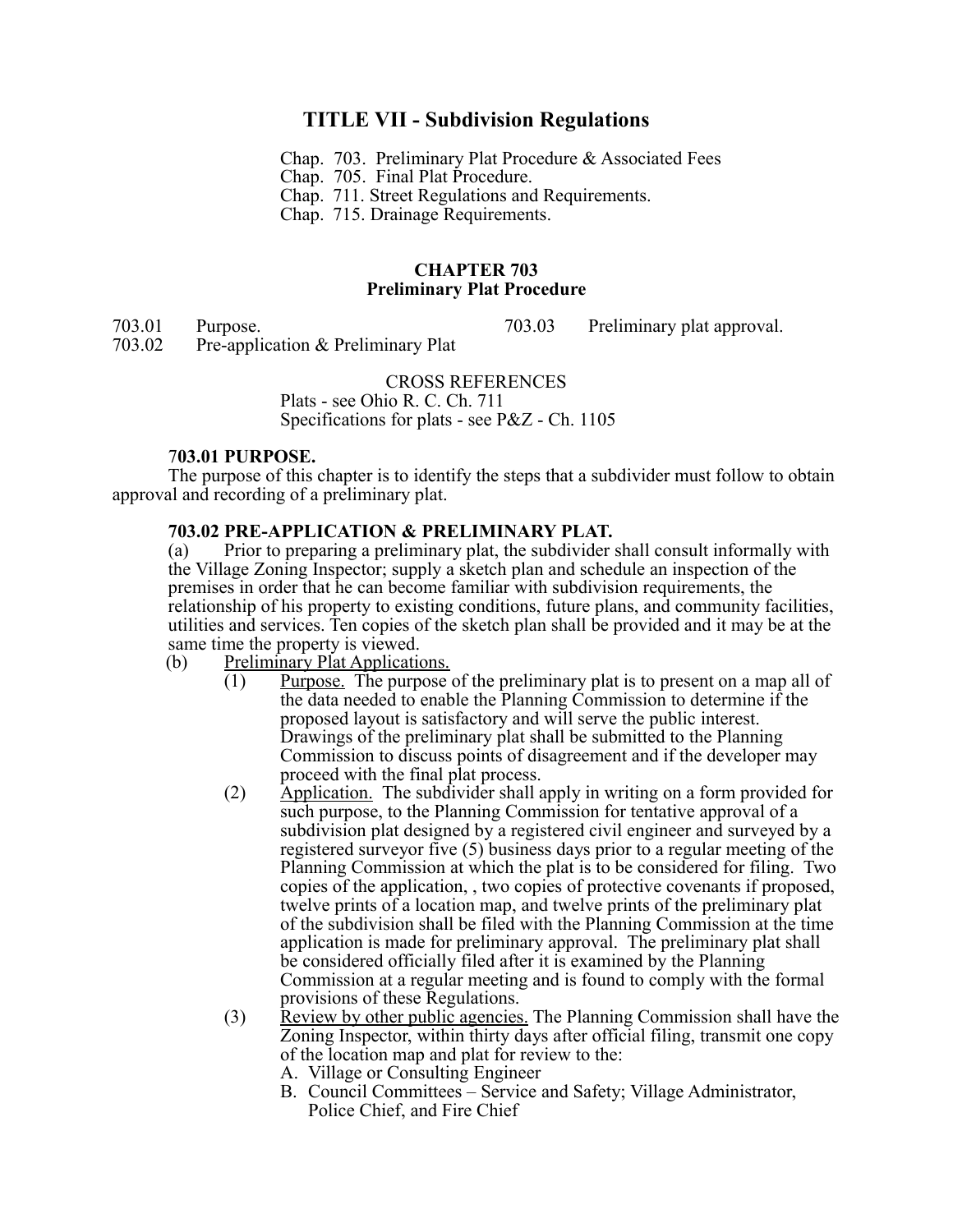# TITLE VII - Subdivision Regulations

Chap. 703. Preliminary Plat Procedure & Associated Fees
Chap. 705. Final Plat Procedure.
Chap. 711. Street Regulations and Requirements.
Chap. 715. Drainage Requirements.

## CHAPTER 703
## Preliminary Plat Procedure

703.01 Purpose.
703.02 Pre-application & Preliminary Plat
703.03 Preliminary plat approval.

CROSS REFERENCES
Plats - see Ohio R. C. Ch. 711
Specifications for plats - see P&Z - Ch. 1105

**703.01 PURPOSE.**

The purpose of this chapter is to identify the steps that a subdivider must follow to obtain approval and recording of a preliminary plat.

**703.02 PRE-APPLICATION & PRELIMINARY PLAT.**

(a) Prior to preparing a preliminary plat, the subdivider shall consult informally with the Village Zoning Inspector; supply a sketch plan and schedule an inspection of the premises in order that he can become familiar with subdivision requirements, the relationship of his property to existing conditions, future plans, and community facilities, utilities and services. Ten copies of the sketch plan shall be provided and it may be at the same time the property is viewed.

(b) Preliminary Plat Applications.

(1) Purpose. The purpose of the preliminary plat is to present on a map all of the data needed to enable the Planning Commission to determine if the proposed layout is satisfactory and will serve the public interest. Drawings of the preliminary plat shall be submitted to the Planning Commission to discuss points of disagreement and if the developer may proceed with the final plat process.

(2) Application. The subdivider shall apply in writing on a form provided for such purpose, to the Planning Commission for tentative approval of a subdivision plat designed by a registered civil engineer and surveyed by a registered surveyor five (5) business days prior to a regular meeting of the Planning Commission at which the plat is to be considered for filing. Two copies of the application, , two copies of protective covenants if proposed, twelve prints of a location map, and twelve prints of the preliminary plat of the subdivision shall be filed with the Planning Commission at the time application is made for preliminary approval. The preliminary plat shall be considered officially filed after it is examined by the Planning Commission at a regular meeting and is found to comply with the formal provisions of these Regulations.

(3) Review by other public agencies. The Planning Commission shall have the Zoning Inspector, within thirty days after official filing, transmit one copy of the location map and plat for review to the:

A. Village or Consulting Engineer
B. Council Committees – Service and Safety; Village Administrator, Police Chief, and Fire Chief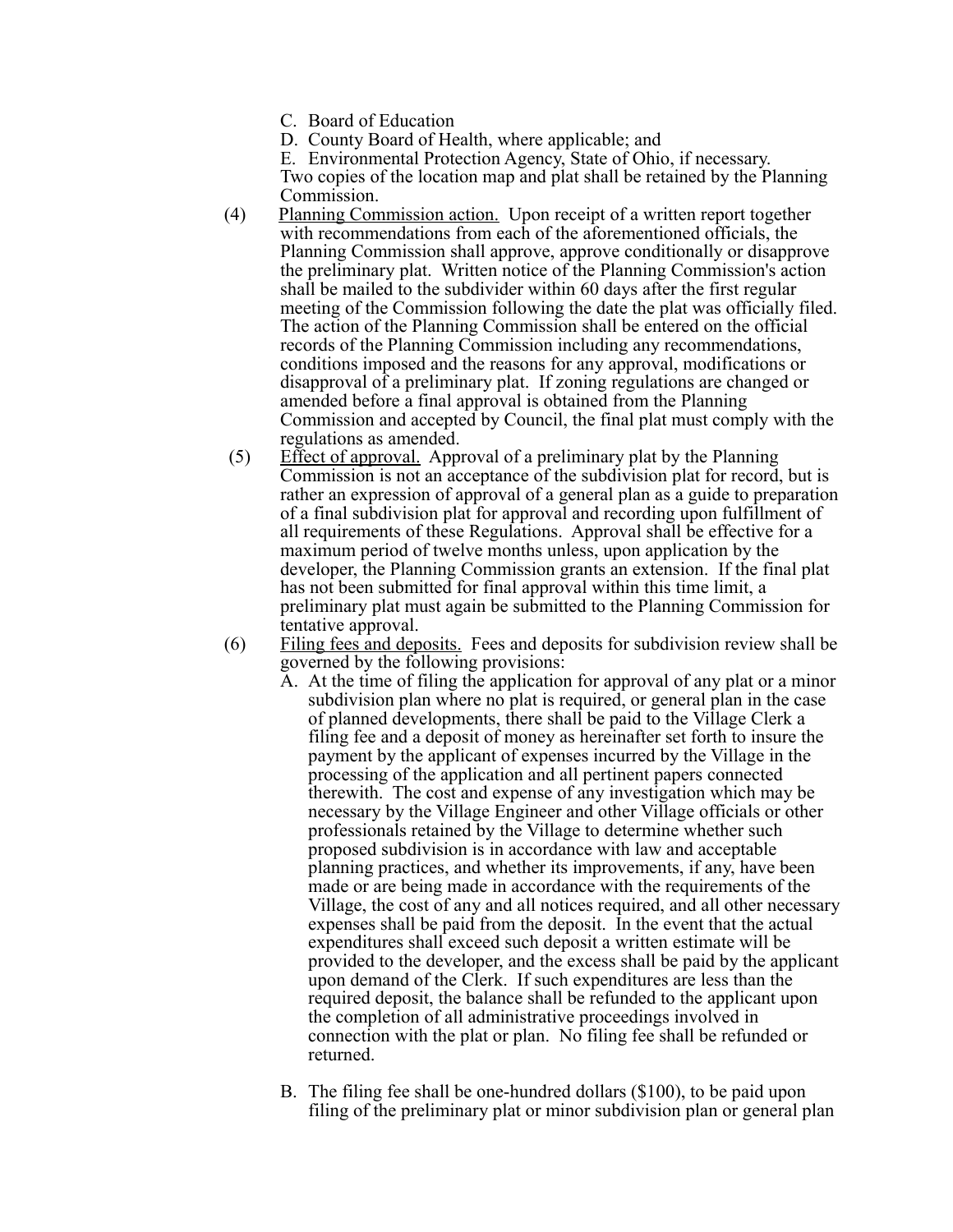C. Board of Education

D. County Board of Health, where applicable; and

E. Environmental Protection Agency, State of Ohio, if necessary.

Two copies of the location map and plat shall be retained by the Planning Commission.

(4) Planning Commission action. Upon receipt of a written report together with recommendations from each of the aforementioned officials, the Planning Commission shall approve, approve conditionally or disapprove the preliminary plat. Written notice of the Planning Commission's action shall be mailed to the subdivider within 60 days after the first regular meeting of the Commission following the date the plat was officially filed. The action of the Planning Commission shall be entered on the official records of the Planning Commission including any recommendations, conditions imposed and the reasons for any approval, modifications or disapproval of a preliminary plat. If zoning regulations are changed or amended before a final approval is obtained from the Planning Commission and accepted by Council, the final plat must comply with the regulations as amended.

(5) Effect of approval. Approval of a preliminary plat by the Planning Commission is not an acceptance of the subdivision plat for record, but is rather an expression of approval of a general plan as a guide to preparation of a final subdivision plat for approval and recording upon fulfillment of all requirements of these Regulations. Approval shall be effective for a maximum period of twelve months unless, upon application by the developer, the Planning Commission grants an extension. If the final plat has not been submitted for final approval within this time limit, a preliminary plat must again be submitted to the Planning Commission for tentative approval.

(6) Filing fees and deposits. Fees and deposits for subdivision review shall be governed by the following provisions:

A. At the time of filing the application for approval of any plat or a minor subdivision plan where no plat is required, or general plan in the case of planned developments, there shall be paid to the Village Clerk a filing fee and a deposit of money as hereinafter set forth to insure the payment by the applicant of expenses incurred by the Village in the processing of the application and all pertinent papers connected therewith. The cost and expense of any investigation which may be necessary by the Village Engineer and other Village officials or other professionals retained by the Village to determine whether such proposed subdivision is in accordance with law and acceptable planning practices, and whether its improvements, if any, have been made or are being made in accordance with the requirements of the Village, the cost of any and all notices required, and all other necessary expenses shall be paid from the deposit. In the event that the actual expenditures shall exceed such deposit a written estimate will be provided to the developer, and the excess shall be paid by the applicant upon demand of the Clerk. If such expenditures are less than the required deposit, the balance shall be refunded to the applicant upon the completion of all administrative proceedings involved in connection with the plat or plan. No filing fee shall be refunded or returned.

B. The filing fee shall be one-hundred dollars ($100), to be paid upon filing of the preliminary plat or minor subdivision plan or general plan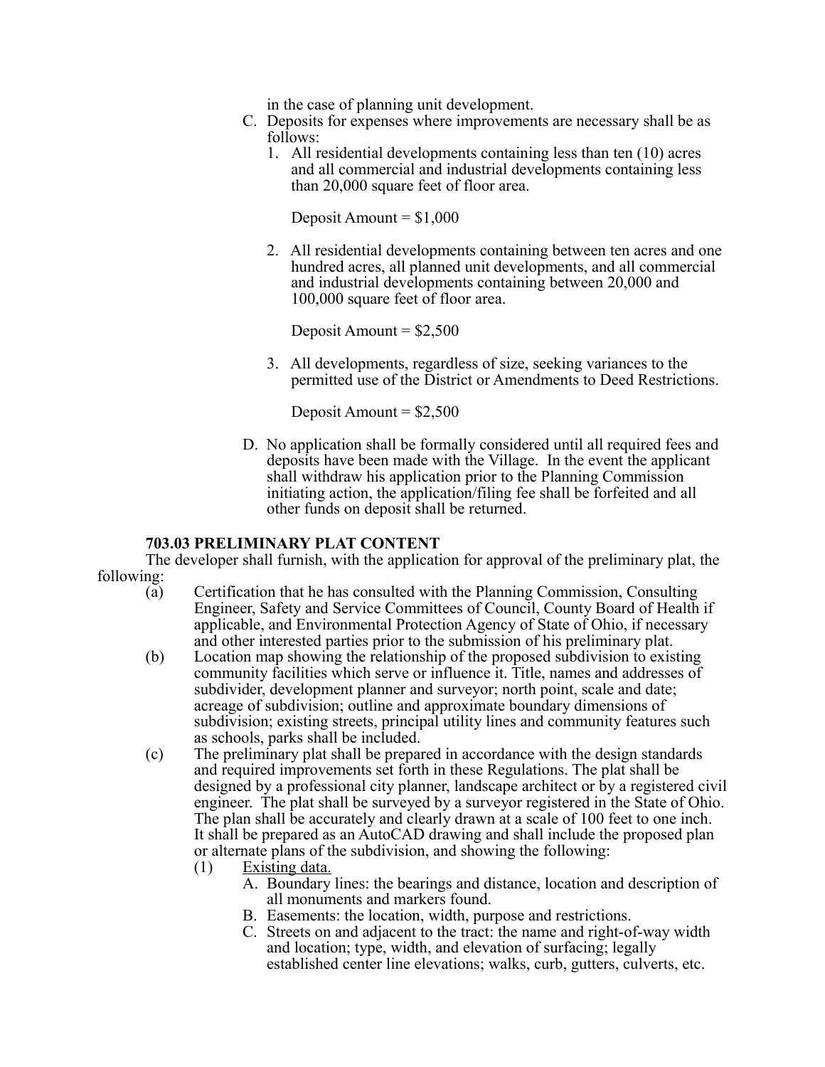in the case of planning unit development.

C. Deposits for expenses where improvements are necessary shall be as follows:

1. All residential developments containing less than ten (10) acres and all commercial and industrial developments containing less than 20,000 square feet of floor area.

   Deposit Amount = $1,000

2. All residential developments containing between ten acres and one hundred acres, all planned unit developments, and all commercial and industrial developments containing between 20,000 and 100,000 square feet of floor area.

   Deposit Amount = $2,500

3. All developments, regardless of size, seeking variances to the permitted use of the District or Amendments to Deed Restrictions.

   Deposit Amount = $2,500

D. No application shall be formally considered until all required fees and deposits have been made with the Village. In the event the applicant shall withdraw his application prior to the Planning Commission initiating action, the application/filing fee shall be forfeited and all other funds on deposit shall be returned.

**703.03 PRELIMINARY PLAT CONTENT**

The developer shall furnish, with the application for approval of the preliminary plat, the following:

(a) Certification that he has consulted with the Planning Commission, Consulting Engineer, Safety and Service Committees of Council, County Board of Health if applicable, and Environmental Protection Agency of State of Ohio, if necessary and other interested parties prior to the submission of his preliminary plat.

(b) Location map showing the relationship of the proposed subdivision to existing community facilities which serve or influence it. Title, names and addresses of subdivider, development planner and surveyor; north point, scale and date; acreage of subdivision; outline and approximate boundary dimensions of subdivision; existing streets, principal utility lines and community features such as schools, parks shall be included.

(c) The preliminary plat shall be prepared in accordance with the design standards and required improvements set forth in these Regulations. The plat shall be designed by a professional city planner, landscape architect or by a registered civil engineer. The plat shall be surveyed by a surveyor registered in the State of Ohio. The plan shall be accurately and clearly drawn at a scale of 100 feet to one inch. It shall be prepared as an AutoCAD drawing and shall include the proposed plan or alternate plans of the subdivision, and showing the following:

(1) Existing data.

A. Boundary lines: the bearings and distance, location and description of all monuments and markers found.

B. Easements: the location, width, purpose and restrictions.

C. Streets on and adjacent to the tract: the name and right-of-way width and location; type, width, and elevation of surfacing; legally established center line elevations; walks, curb, gutters, culverts, etc.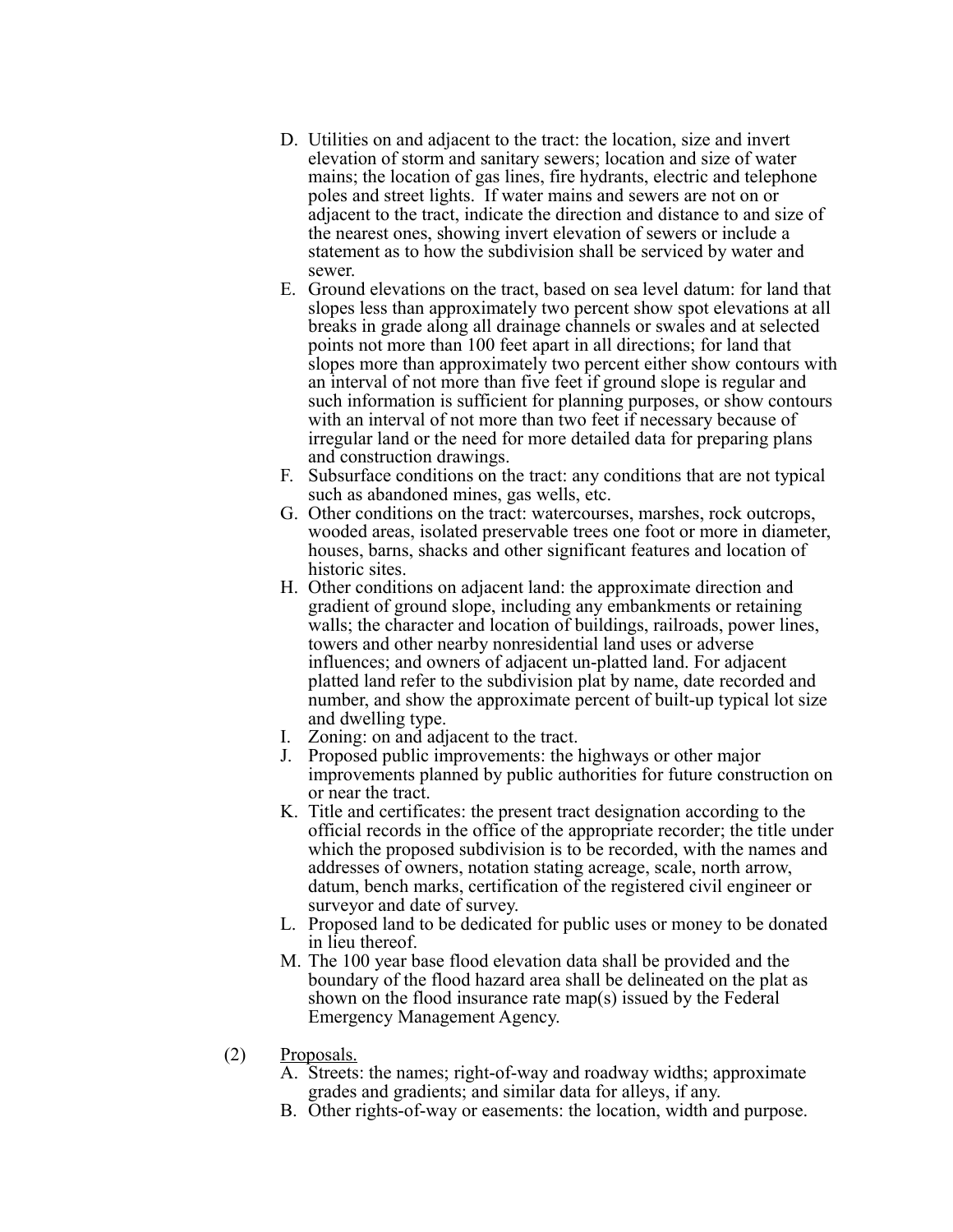D. Utilities on and adjacent to the tract: the location, size and invert elevation of storm and sanitary sewers; location and size of water mains; the location of gas lines, fire hydrants, electric and telephone poles and street lights. If water mains and sewers are not on or adjacent to the tract, indicate the direction and distance to and size of the nearest ones, showing invert elevation of sewers or include a statement as to how the subdivision shall be serviced by water and sewer.

E. Ground elevations on the tract, based on sea level datum: for land that slopes less than approximately two percent show spot elevations at all breaks in grade along all drainage channels or swales and at selected points not more than 100 feet apart in all directions; for land that slopes more than approximately two percent either show contours with an interval of not more than five feet if ground slope is regular and such information is sufficient for planning purposes, or show contours with an interval of not more than two feet if necessary because of irregular land or the need for more detailed data for preparing plans and construction drawings.

F. Subsurface conditions on the tract: any conditions that are not typical such as abandoned mines, gas wells, etc.

G. Other conditions on the tract: watercourses, marshes, rock outcrops, wooded areas, isolated preservable trees one foot or more in diameter, houses, barns, shacks and other significant features and location of historic sites.

H. Other conditions on adjacent land: the approximate direction and gradient of ground slope, including any embankments or retaining walls; the character and location of buildings, railroads, power lines, towers and other nearby nonresidential land uses or adverse influences; and owners of adjacent un-platted land. For adjacent platted land refer to the subdivision plat by name, date recorded and number, and show the approximate percent of built-up typical lot size and dwelling type.

I. Zoning: on and adjacent to the tract.

J. Proposed public improvements: the highways or other major improvements planned by public authorities for future construction on or near the tract.

K. Title and certificates: the present tract designation according to the official records in the office of the appropriate recorder; the title under which the proposed subdivision is to be recorded, with the names and addresses of owners, notation stating acreage, scale, north arrow, datum, bench marks, certification of the registered civil engineer or surveyor and date of survey.

L. Proposed land to be dedicated for public uses or money to be donated in lieu thereof.

M. The 100 year base flood elevation data shall be provided and the boundary of the flood hazard area shall be delineated on the plat as shown on the flood insurance rate map(s) issued by the Federal Emergency Management Agency.

(2) Proposals.

A. Streets: the names; right-of-way and roadway widths; approximate grades and gradients; and similar data for alleys, if any.

B. Other rights-of-way or easements: the location, width and purpose.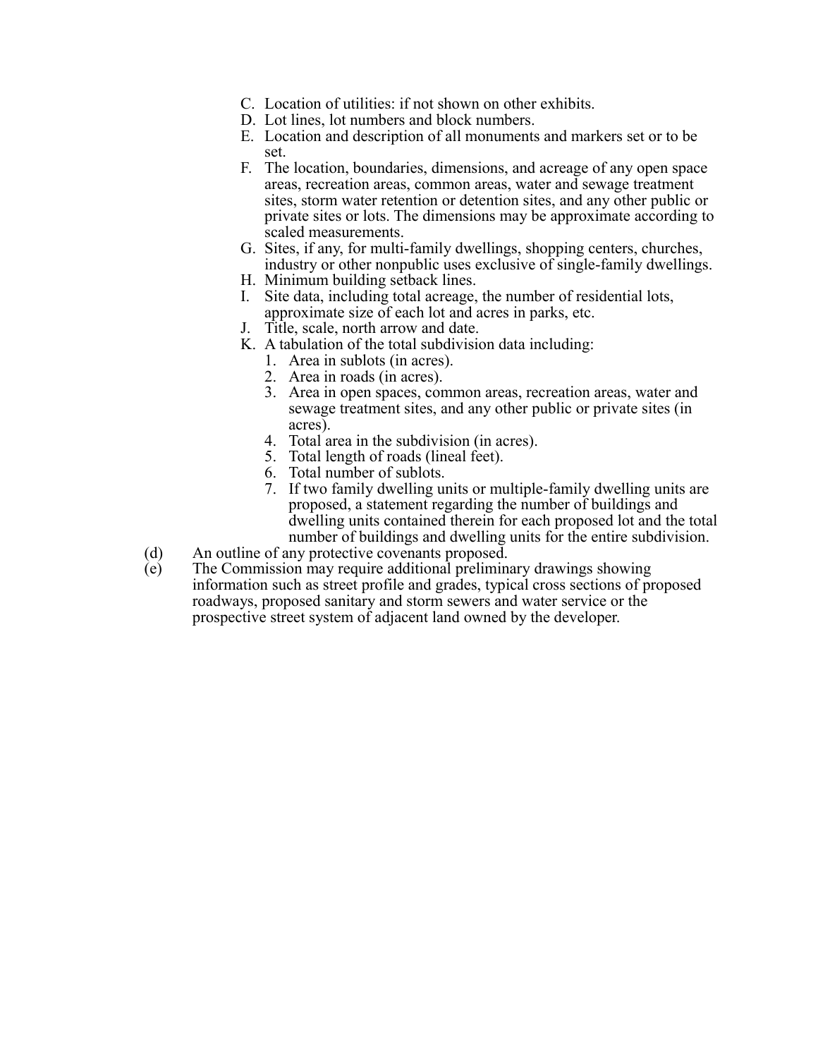C. Location of utilities: if not shown on other exhibits.
D. Lot lines, lot numbers and block numbers.
E. Location and description of all monuments and markers set or to be set.
F. The location, boundaries, dimensions, and acreage of any open space areas, recreation areas, common areas, water and sewage treatment sites, storm water retention or detention sites, and any other public or private sites or lots. The dimensions may be approximate according to scaled measurements.
G. Sites, if any, for multi-family dwellings, shopping centers, churches, industry or other nonpublic uses exclusive of single-family dwellings.
H. Minimum building setback lines.
I. Site data, including total acreage, the number of residential lots, approximate size of each lot and acres in parks, etc.
J. Title, scale, north arrow and date.
K. A tabulation of the total subdivision data including:
   1. Area in sublots (in acres).
   2. Area in roads (in acres).
   3. Area in open spaces, common areas, recreation areas, water and sewage treatment sites, and any other public or private sites (in acres).
   4. Total area in the subdivision (in acres).
   5. Total length of roads (lineal feet).
   6. Total number of sublots.
   7. If two family dwelling units or multiple-family dwelling units are proposed, a statement regarding the number of buildings and dwelling units contained therein for each proposed lot and the total number of buildings and dwelling units for the entire subdivision.

(d) An outline of any protective covenants proposed.

(e) The Commission may require additional preliminary drawings showing information such as street profile and grades, typical cross sections of proposed roadways, proposed sanitary and storm sewers and water service or the prospective street system of adjacent land owned by the developer.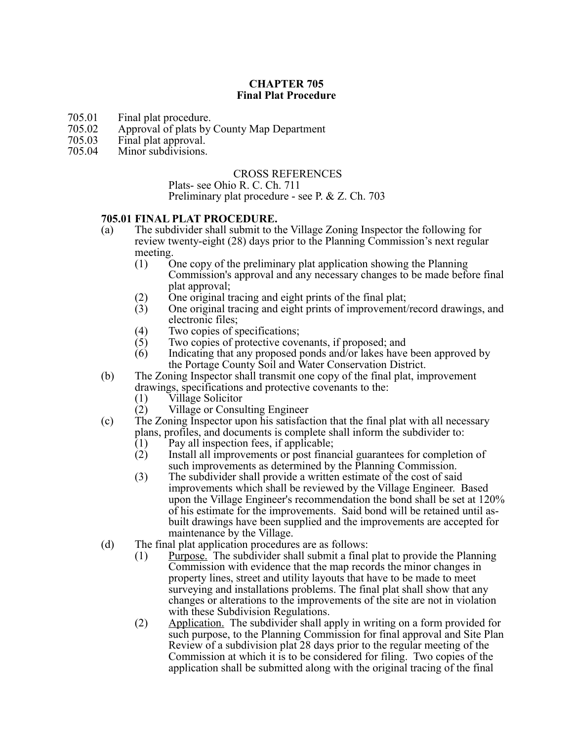# CHAPTER 705
## Final Plat Procedure

705.01 Final plat procedure.
705.02 Approval of plats by County Map Department
705.03 Final plat approval.
705.04 Minor subdivisions.

CROSS REFERENCES
Plats- see Ohio R. C. Ch. 711
Preliminary plat procedure - see P. & Z. Ch. 703

### 705.01 FINAL PLAT PROCEDURE.

(a) The subdivider shall submit to the Village Zoning Inspector the following for review twenty-eight (28) days prior to the Planning Commission's next regular meeting.
   (1) One copy of the preliminary plat application showing the Planning Commission's approval and any necessary changes to be made before final plat approval;
   (2) One original tracing and eight prints of the final plat;
   (3) One original tracing and eight prints of improvement/record drawings, and electronic files;
   (4) Two copies of specifications;
   (5) Two copies of protective covenants, if proposed; and
   (6) Indicating that any proposed ponds and/or lakes have been approved by the Portage County Soil and Water Conservation District.

(b) The Zoning Inspector shall transmit one copy of the final plat, improvement drawings, specifications and protective covenants to the:
   (1) Village Solicitor
   (2) Village or Consulting Engineer

(c) The Zoning Inspector upon his satisfaction that the final plat with all necessary plans, profiles, and documents is complete shall inform the subdivider to:
   (1) Pay all inspection fees, if applicable;
   (2) Install all improvements or post financial guarantees for completion of such improvements as determined by the Planning Commission.
   (3) The subdivider shall provide a written estimate of the cost of said improvements which shall be reviewed by the Village Engineer. Based upon the Village Engineer's recommendation the bond shall be set at 120% of his estimate for the improvements. Said bond will be retained until as-built drawings have been supplied and the improvements are accepted for maintenance by the Village.

(d) The final plat application procedures are as follows:
   (1) Purpose. The subdivider shall submit a final plat to provide the Planning Commission with evidence that the map records the minor changes in property lines, street and utility layouts that have to be made to meet surveying and installations problems. The final plat shall show that any changes or alterations to the improvements of the site are not in violation with these Subdivision Regulations.
   (2) Application. The subdivider shall apply in writing on a form provided for such purpose, to the Planning Commission for final approval and Site Plan Review of a subdivision plat 28 days prior to the regular meeting of the Commission at which it is to be considered for filing. Two copies of the application shall be submitted along with the original tracing of the final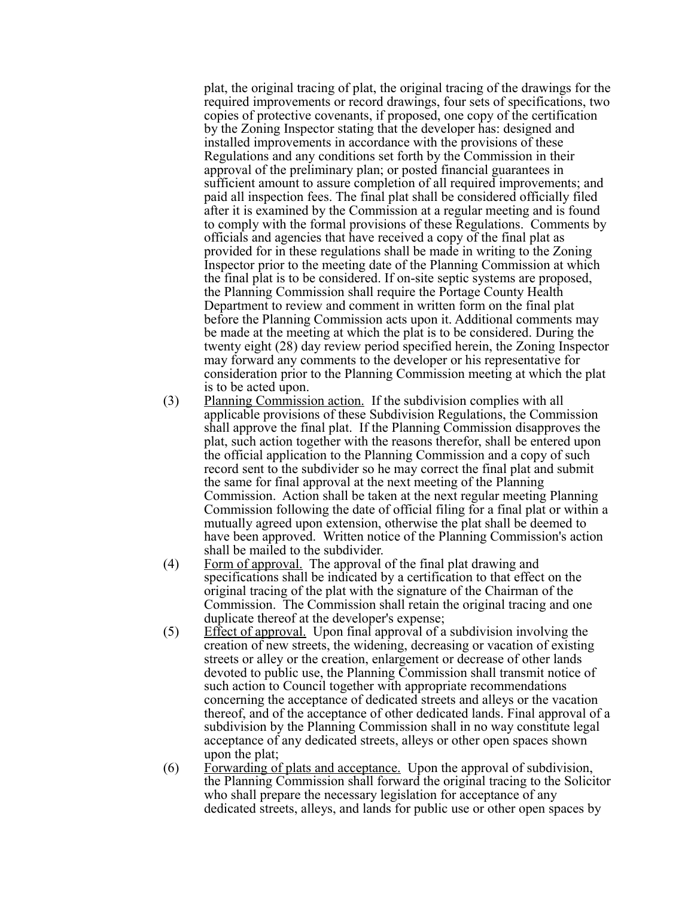plat, the original tracing of plat, the original tracing of the drawings for the required improvements or record drawings, four sets of specifications, two copies of protective covenants, if proposed, one copy of the certification by the Zoning Inspector stating that the developer has: designed and installed improvements in accordance with the provisions of these Regulations and any conditions set forth by the Commission in their approval of the preliminary plan; or posted financial guarantees in sufficient amount to assure completion of all required improvements; and paid all inspection fees. The final plat shall be considered officially filed after it is examined by the Commission at a regular meeting and is found to comply with the formal provisions of these Regulations. Comments by officials and agencies that have received a copy of the final plat as provided for in these regulations shall be made in writing to the Zoning Inspector prior to the meeting date of the Planning Commission at which the final plat is to be considered. If on-site septic systems are proposed, the Planning Commission shall require the Portage County Health Department to review and comment in written form on the final plat before the Planning Commission acts upon it. Additional comments may be made at the meeting at which the plat is to be considered. During the twenty eight (28) day review period specified herein, the Zoning Inspector may forward any comments to the developer or his representative for consideration prior to the Planning Commission meeting at which the plat is to be acted upon.

(3) Planning Commission action. If the subdivision complies with all applicable provisions of these Subdivision Regulations, the Commission shall approve the final plat. If the Planning Commission disapproves the plat, such action together with the reasons therefor, shall be entered upon the official application to the Planning Commission and a copy of such record sent to the subdivider so he may correct the final plat and submit the same for final approval at the next meeting of the Planning Commission. Action shall be taken at the next regular meeting Planning Commission following the date of official filing for a final plat or within a mutually agreed upon extension, otherwise the plat shall be deemed to have been approved. Written notice of the Planning Commission's action shall be mailed to the subdivider.

(4) Form of approval. The approval of the final plat drawing and specifications shall be indicated by a certification to that effect on the original tracing of the plat with the signature of the Chairman of the Commission. The Commission shall retain the original tracing and one duplicate thereof at the developer's expense;

(5) Effect of approval. Upon final approval of a subdivision involving the creation of new streets, the widening, decreasing or vacation of existing streets or alley or the creation, enlargement or decrease of other lands devoted to public use, the Planning Commission shall transmit notice of such action to Council together with appropriate recommendations concerning the acceptance of dedicated streets and alleys or the vacation thereof, and of the acceptance of other dedicated lands. Final approval of a subdivision by the Planning Commission shall in no way constitute legal acceptance of any dedicated streets, alleys or other open spaces shown upon the plat;

(6) Forwarding of plats and acceptance. Upon the approval of subdivision, the Planning Commission shall forward the original tracing to the Solicitor who shall prepare the necessary legislation for acceptance of any dedicated streets, alleys, and lands for public use or other open spaces by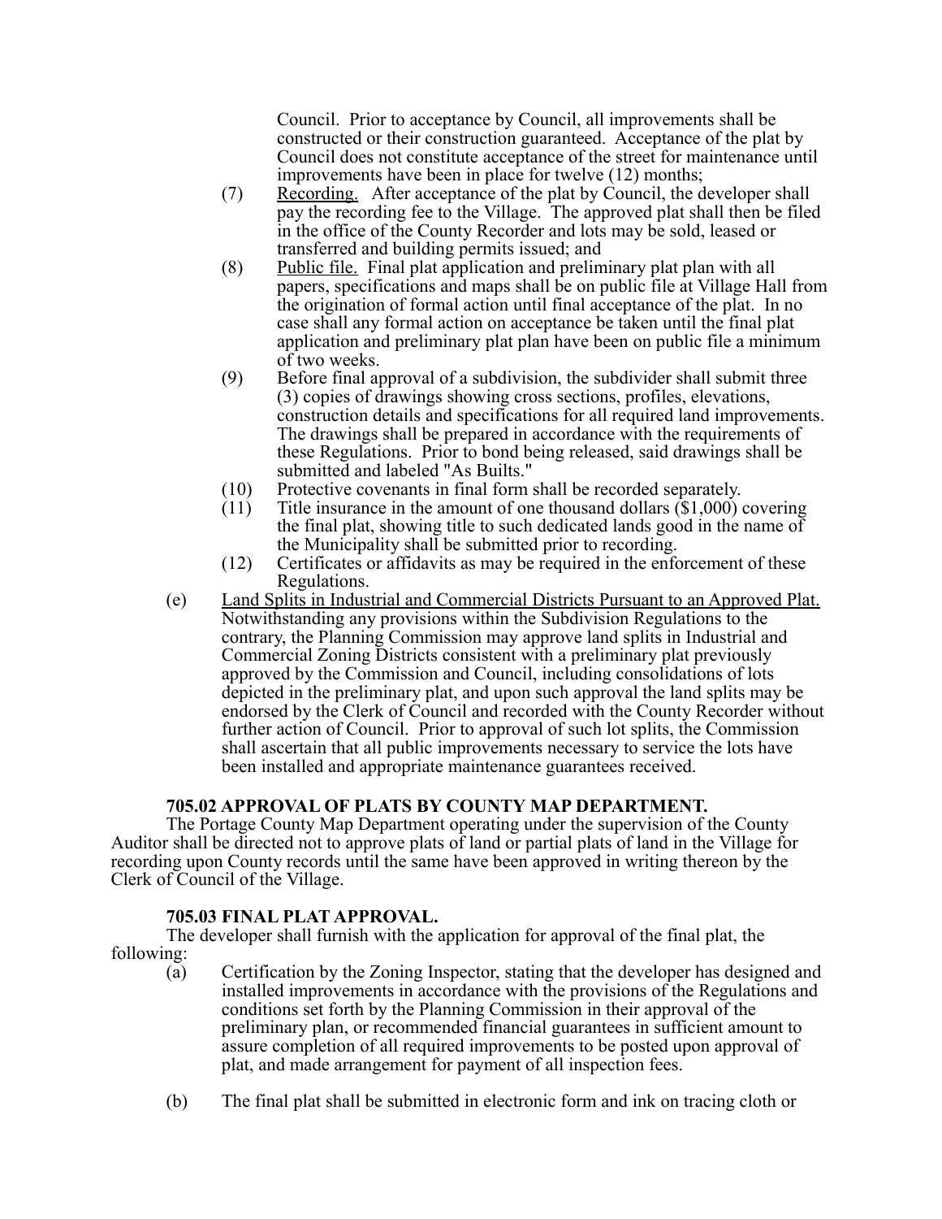Council. Prior to acceptance by Council, all improvements shall be constructed or their construction guaranteed. Acceptance of the plat by Council does not constitute acceptance of the street for maintenance until improvements have been in place for twelve (12) months;

(7) Recording. After acceptance of the plat by Council, the developer shall pay the recording fee to the Village. The approved plat shall then be filed in the office of the County Recorder and lots may be sold, leased or transferred and building permits issued; and

(8) Public file. Final plat application and preliminary plat plan with all papers, specifications and maps shall be on public file at Village Hall from the origination of formal action until final acceptance of the plat. In no case shall any formal action on acceptance be taken until the final plat application and preliminary plat plan have been on public file a minimum of two weeks.

(9) Before final approval of a subdivision, the subdivider shall submit three (3) copies of drawings showing cross sections, profiles, elevations, construction details and specifications for all required land improvements. The drawings shall be prepared in accordance with the requirements of these Regulations. Prior to bond being released, said drawings shall be submitted and labeled "As Builts."

(10) Protective covenants in final form shall be recorded separately.

(11) Title insurance in the amount of one thousand dollars ($1,000) covering the final plat, showing title to such dedicated lands good in the name of the Municipality shall be submitted prior to recording.

(12) Certificates or affidavits as may be required in the enforcement of these Regulations.

(e) Land Splits in Industrial and Commercial Districts Pursuant to an Approved Plat. Notwithstanding any provisions within the Subdivision Regulations to the contrary, the Planning Commission may approve land splits in Industrial and Commercial Zoning Districts consistent with a preliminary plat previously approved by the Commission and Council, including consolidations of lots depicted in the preliminary plat, and upon such approval the land splits may be endorsed by the Clerk of Council and recorded with the County Recorder without further action of Council. Prior to approval of such lot splits, the Commission shall ascertain that all public improvements necessary to service the lots have been installed and appropriate maintenance guarantees received.

**705.02 APPROVAL OF PLATS BY COUNTY MAP DEPARTMENT.**

The Portage County Map Department operating under the supervision of the County Auditor shall be directed not to approve plats of land or partial plats of land in the Village for recording upon County records until the same have been approved in writing thereon by the Clerk of Council of the Village.

**705.03 FINAL PLAT APPROVAL.**

The developer shall furnish with the application for approval of the final plat, the following:

(a) Certification by the Zoning Inspector, stating that the developer has designed and installed improvements in accordance with the provisions of the Regulations and conditions set forth by the Planning Commission in their approval of the preliminary plan, or recommended financial guarantees in sufficient amount to assure completion of all required improvements to be posted upon approval of plat, and made arrangement for payment of all inspection fees.

(b) The final plat shall be submitted in electronic form and ink on tracing cloth or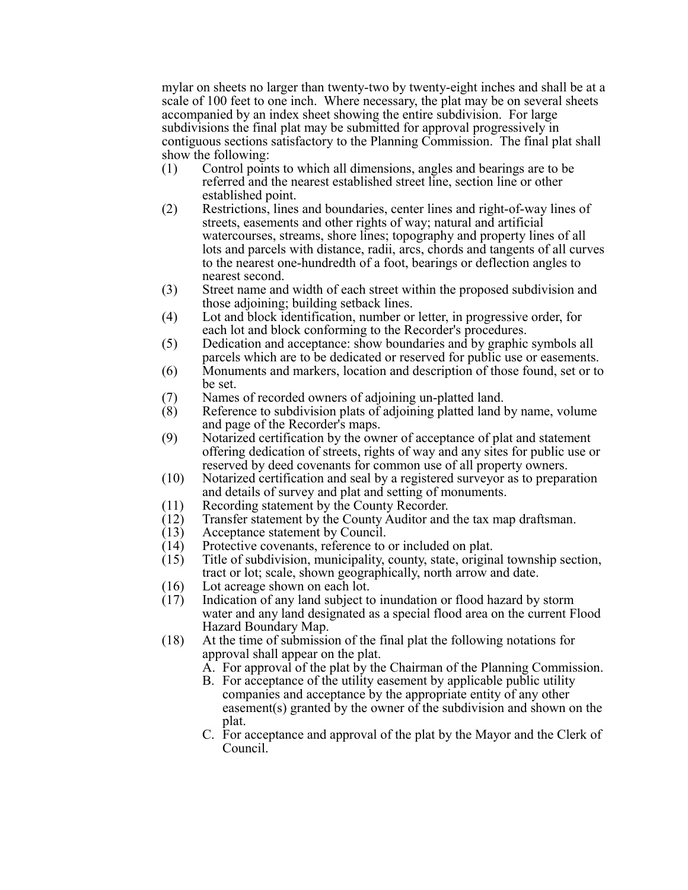mylar on sheets no larger than twenty-two by twenty-eight inches and shall be at a scale of 100 feet to one inch. Where necessary, the plat may be on several sheets accompanied by an index sheet showing the entire subdivision. For large subdivisions the final plat may be submitted for approval progressively in contiguous sections satisfactory to the Planning Commission. The final plat shall show the following:

(1) Control points to which all dimensions, angles and bearings are to be referred and the nearest established street line, section line or other established point.

(2) Restrictions, lines and boundaries, center lines and right-of-way lines of streets, easements and other rights of way; natural and artificial watercourses, streams, shore lines; topography and property lines of all lots and parcels with distance, radii, arcs, chords and tangents of all curves to the nearest one-hundredth of a foot, bearings or deflection angles to nearest second.

(3) Street name and width of each street within the proposed subdivision and those adjoining; building setback lines.

(4) Lot and block identification, number or letter, in progressive order, for each lot and block conforming to the Recorder's procedures.

(5) Dedication and acceptance: show boundaries and by graphic symbols all parcels which are to be dedicated or reserved for public use or easements.

(6) Monuments and markers, location and description of those found, set or to be set.

(7) Names of recorded owners of adjoining un-platted land.

(8) Reference to subdivision plats of adjoining platted land by name, volume and page of the Recorder's maps.

(9) Notarized certification by the owner of acceptance of plat and statement offering dedication of streets, rights of way and any sites for public use or reserved by deed covenants for common use of all property owners.

(10) Notarized certification and seal by a registered surveyor as to preparation and details of survey and plat and setting of monuments.

(11) Recording statement by the County Recorder.

(12) Transfer statement by the County Auditor and the tax map draftsman.

(13) Acceptance statement by Council.

(14) Protective covenants, reference to or included on plat.

(15) Title of subdivision, municipality, county, state, original township section, tract or lot; scale, shown geographically, north arrow and date.

(16) Lot acreage shown on each lot.

(17) Indication of any land subject to inundation or flood hazard by storm water and any land designated as a special flood area on the current Flood Hazard Boundary Map.

(18) At the time of submission of the final plat the following notations for approval shall appear on the plat.

   A. For approval of the plat by the Chairman of the Planning Commission.
   B. For acceptance of the utility easement by applicable public utility companies and acceptance by the appropriate entity of any other easement(s) granted by the owner of the subdivision and shown on the plat.
   C. For acceptance and approval of the plat by the Mayor and the Clerk of Council.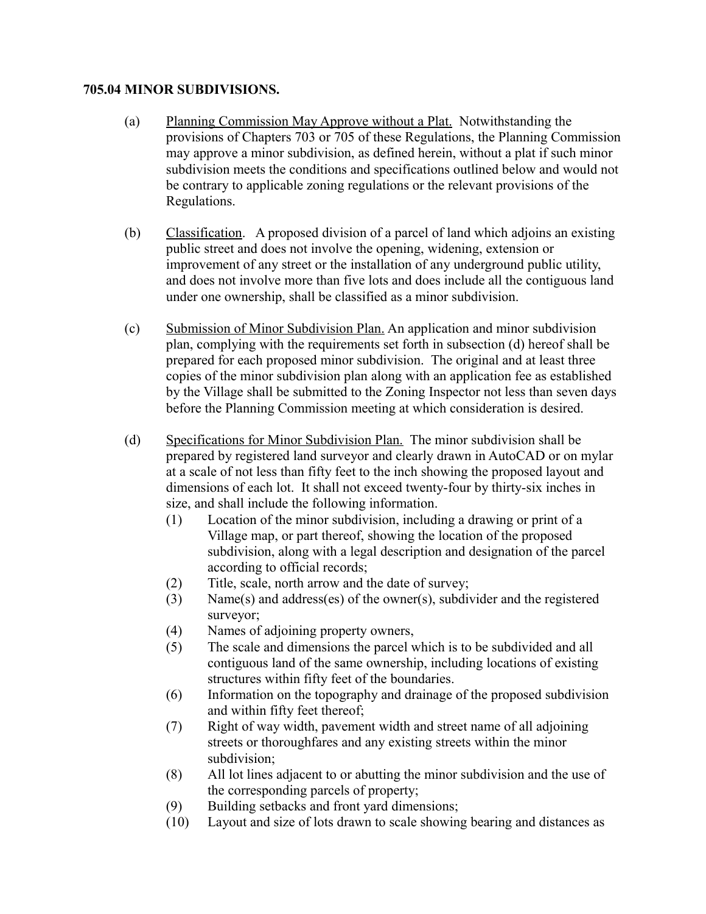**705.04 MINOR SUBDIVISIONS.**

(a) Planning Commission May Approve without a Plat. Notwithstanding the provisions of Chapters 703 or 705 of these Regulations, the Planning Commission may approve a minor subdivision, as defined herein, without a plat if such minor subdivision meets the conditions and specifications outlined below and would not be contrary to applicable zoning regulations or the relevant provisions of the Regulations.

(b) Classification. A proposed division of a parcel of land which adjoins an existing public street and does not involve the opening, widening, extension or improvement of any street or the installation of any underground public utility, and does not involve more than five lots and does include all the contiguous land under one ownership, shall be classified as a minor subdivision.

(c) Submission of Minor Subdivision Plan. An application and minor subdivision plan, complying with the requirements set forth in subsection (d) hereof shall be prepared for each proposed minor subdivision. The original and at least three copies of the minor subdivision plan along with an application fee as established by the Village shall be submitted to the Zoning Inspector not less than seven days before the Planning Commission meeting at which consideration is desired.

(d) Specifications for Minor Subdivision Plan. The minor subdivision shall be prepared by registered land surveyor and clearly drawn in AutoCAD or on mylar at a scale of not less than fifty feet to the inch showing the proposed layout and dimensions of each lot. It shall not exceed twenty-four by thirty-six inches in size, and shall include the following information.

(1) Location of the minor subdivision, including a drawing or print of a Village map, or part thereof, showing the location of the proposed subdivision, along with a legal description and designation of the parcel according to official records;
(2) Title, scale, north arrow and the date of survey;
(3) Name(s) and address(es) of the owner(s), subdivider and the registered surveyor;
(4) Names of adjoining property owners,
(5) The scale and dimensions the parcel which is to be subdivided and all contiguous land of the same ownership, including locations of existing structures within fifty feet of the boundaries.
(6) Information on the topography and drainage of the proposed subdivision and within fifty feet thereof;
(7) Right of way width, pavement width and street name of all adjoining streets or thoroughfares and any existing streets within the minor subdivision;
(8) All lot lines adjacent to or abutting the minor subdivision and the use of the corresponding parcels of property;
(9) Building setbacks and front yard dimensions;
(10) Layout and size of lots drawn to scale showing bearing and distances as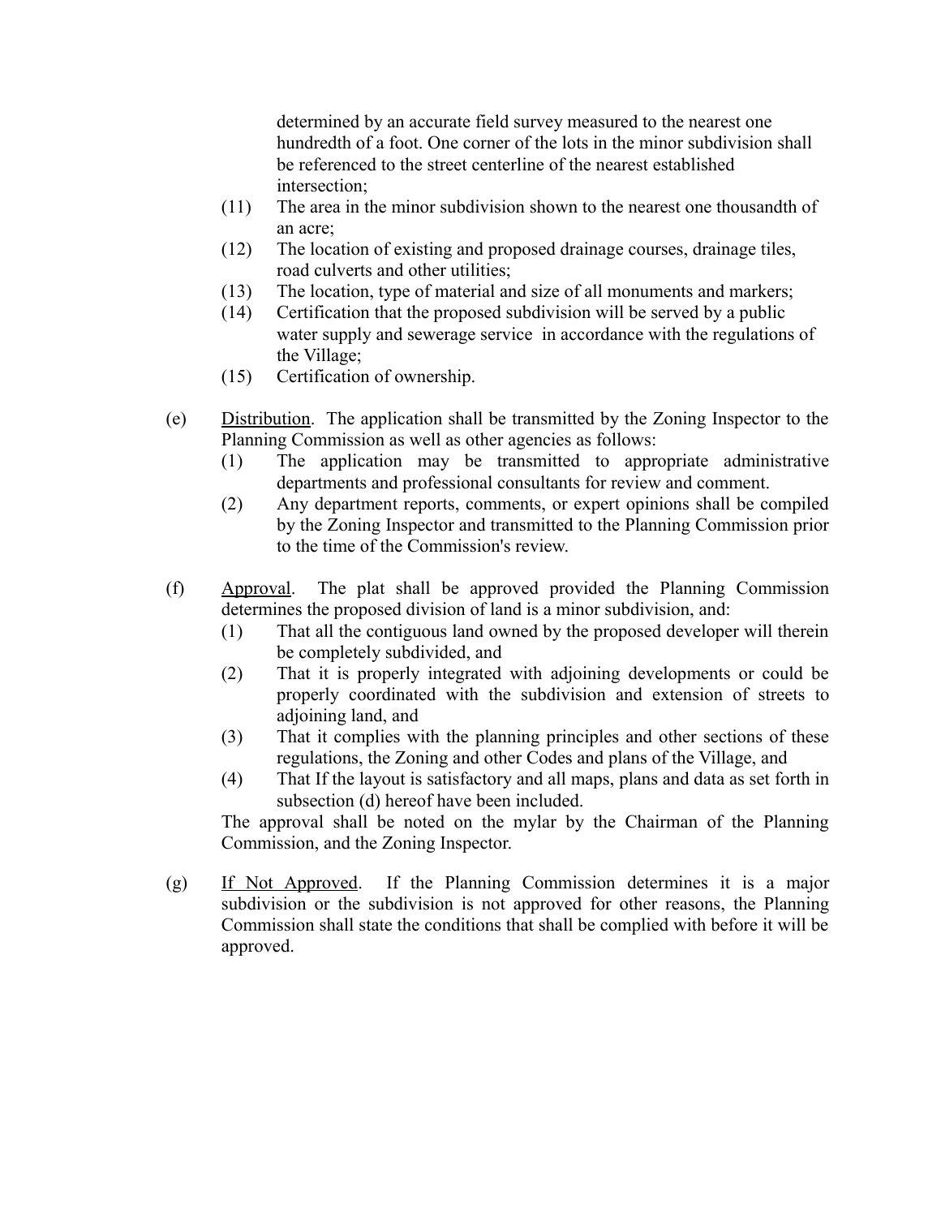determined by an accurate field survey measured to the nearest one hundredth of a foot. One corner of the lots in the minor subdivision shall be referenced to the street centerline of the nearest established intersection;

(11) The area in the minor subdivision shown to the nearest one thousandth of an acre;

(12) The location of existing and proposed drainage courses, drainage tiles, road culverts and other utilities;

(13) The location, type of material and size of all monuments and markers;

(14) Certification that the proposed subdivision will be served by a public water supply and sewerage service in accordance with the regulations of the Village;

(15) Certification of ownership.

(e) Distribution. The application shall be transmitted by the Zoning Inspector to the Planning Commission as well as other agencies as follows:

(1) The application may be transmitted to appropriate administrative departments and professional consultants for review and comment.

(2) Any department reports, comments, or expert opinions shall be compiled by the Zoning Inspector and transmitted to the Planning Commission prior to the time of the Commission's review.

(f) Approval. The plat shall be approved provided the Planning Commission determines the proposed division of land is a minor subdivision, and:

(1) That all the contiguous land owned by the proposed developer will therein be completely subdivided, and

(2) That it is properly integrated with adjoining developments or could be properly coordinated with the subdivision and extension of streets to adjoining land, and

(3) That it complies with the planning principles and other sections of these regulations, the Zoning and other Codes and plans of the Village, and

(4) That If the layout is satisfactory and all maps, plans and data as set forth in subsection (d) hereof have been included.

The approval shall be noted on the mylar by the Chairman of the Planning Commission, and the Zoning Inspector.

(g) If Not Approved. If the Planning Commission determines it is a major subdivision or the subdivision is not approved for other reasons, the Planning Commission shall state the conditions that shall be complied with before it will be approved.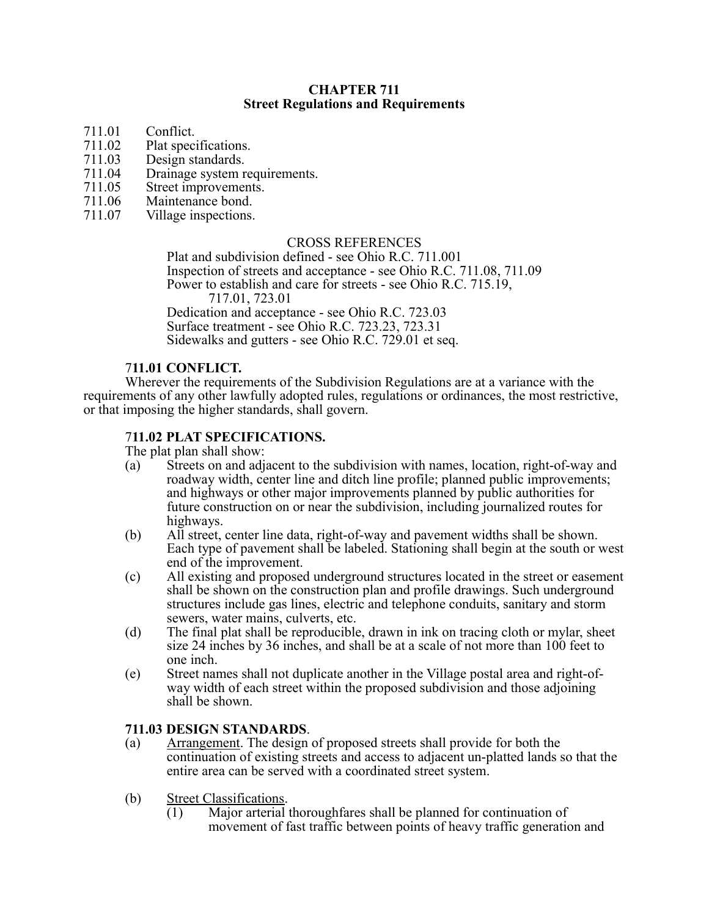# CHAPTER 711
## Street Regulations and Requirements

711.01 Conflict.
711.02 Plat specifications.
711.03 Design standards.
711.04 Drainage system requirements.
711.05 Street improvements.
711.06 Maintenance bond.
711.07 Village inspections.

CROSS REFERENCES

Plat and subdivision defined - see Ohio R.C. 711.001
Inspection of streets and acceptance - see Ohio R.C. 711.08, 711.09
Power to establish and care for streets - see Ohio R.C. 715.19, 717.01, 723.01
Dedication and acceptance - see Ohio R.C. 723.03
Surface treatment - see Ohio R.C. 723.23, 723.31
Sidewalks and gutters - see Ohio R.C. 729.01 et seq.

**711.01 CONFLICT.**

Wherever the requirements of the Subdivision Regulations are at a variance with the requirements of any other lawfully adopted rules, regulations or ordinances, the most restrictive, or that imposing the higher standards, shall govern.

**711.02 PLAT SPECIFICATIONS.**

The plat plan shall show:

(a) Streets on and adjacent to the subdivision with names, location, right-of-way and roadway width, center line and ditch line profile; planned public improvements; and highways or other major improvements planned by public authorities for future construction on or near the subdivision, including journalized routes for highways.

(b) All street, center line data, right-of-way and pavement widths shall be shown. Each type of pavement shall be labeled. Stationing shall begin at the south or west end of the improvement.

(c) All existing and proposed underground structures located in the street or easement shall be shown on the construction plan and profile drawings. Such underground structures include gas lines, electric and telephone conduits, sanitary and storm sewers, water mains, culverts, etc.

(d) The final plat shall be reproducible, drawn in ink on tracing cloth or mylar, sheet size 24 inches by 36 inches, and shall be at a scale of not more than 100 feet to one inch.

(e) Street names shall not duplicate another in the Village postal area and right-of-way width of each street within the proposed subdivision and those adjoining shall be shown.

**711.03 DESIGN STANDARDS**.

(a) Arrangement. The design of proposed streets shall provide for both the continuation of existing streets and access to adjacent un-platted lands so that the entire area can be served with a coordinated street system.

(b) Street Classifications.

(1) Major arterial thoroughfares shall be planned for continuation of movement of fast traffic between points of heavy traffic generation and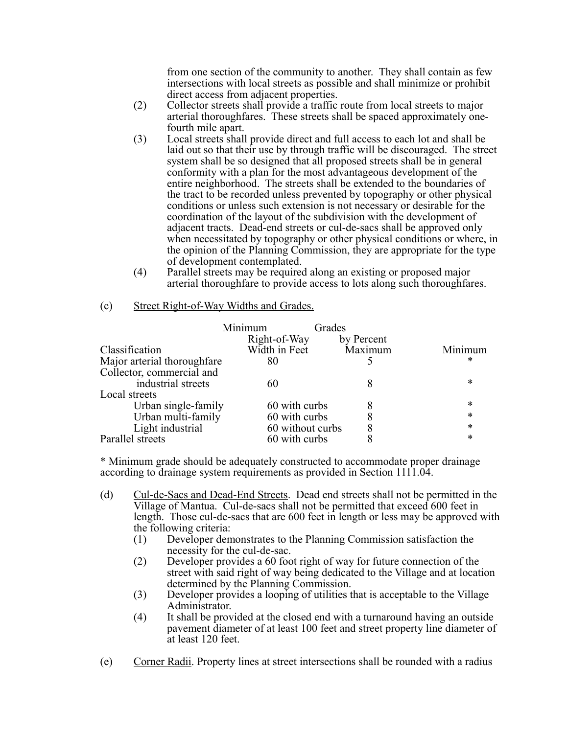from one section of the community to another. They shall contain as few intersections with local streets as possible and shall minimize or prohibit direct access from adjacent properties.

(2) Collector streets shall provide a traffic route from local streets to major arterial thoroughfares. These streets shall be spaced approximately one-fourth mile apart.

(3) Local streets shall provide direct and full access to each lot and shall be laid out so that their use by through traffic will be discouraged. The street system shall be so designed that all proposed streets shall be in general conformity with a plan for the most advantageous development of the entire neighborhood. The streets shall be extended to the boundaries of the tract to be recorded unless prevented by topography or other physical conditions or unless such extension is not necessary or desirable for the coordination of the layout of the subdivision with the development of adjacent tracts. Dead-end streets or cul-de-sacs shall be approved only when necessitated by topography or other physical conditions or where, in the opinion of the Planning Commission, they are appropriate for the type of development contemplated.

(4) Parallel streets may be required along an existing or proposed major arterial thoroughfare to provide access to lots along such thoroughfares.

(c) Street Right-of-Way Widths and Grades.

| Classification | Minimum Right-of-Way Width in Feet | Grades by Percent Maximum | Minimum |
|---|---|---|---|
| Major arterial thoroughfare | 80 | 5 | * |
| Collector, commercial and industrial streets | 60 | 8 | * |
| Local streets | | | |
| Urban single-family | 60 with curbs | 8 | * |
| Urban multi-family | 60 with curbs | 8 | * |
| Light industrial | 60 without curbs | 8 | * |
| Parallel streets | 60 with curbs | 8 | * |

* Minimum grade should be adequately constructed to accommodate proper drainage according to drainage system requirements as provided in Section 1111.04.

(d) Cul-de-Sacs and Dead-End Streets. Dead end streets shall not be permitted in the Village of Mantua. Cul-de-sacs shall not be permitted that exceed 600 feet in length. Those cul-de-sacs that are 600 feet in length or less may be approved with the following criteria:

(1) Developer demonstrates to the Planning Commission satisfaction the necessity for the cul-de-sac.

(2) Developer provides a 60 foot right of way for future connection of the street with said right of way being dedicated to the Village and at location determined by the Planning Commission.

(3) Developer provides a looping of utilities that is acceptable to the Village Administrator.

(4) It shall be provided at the closed end with a turnaround having an outside pavement diameter of at least 100 feet and street property line diameter of at least 120 feet.

(e) Corner Radii. Property lines at street intersections shall be rounded with a radius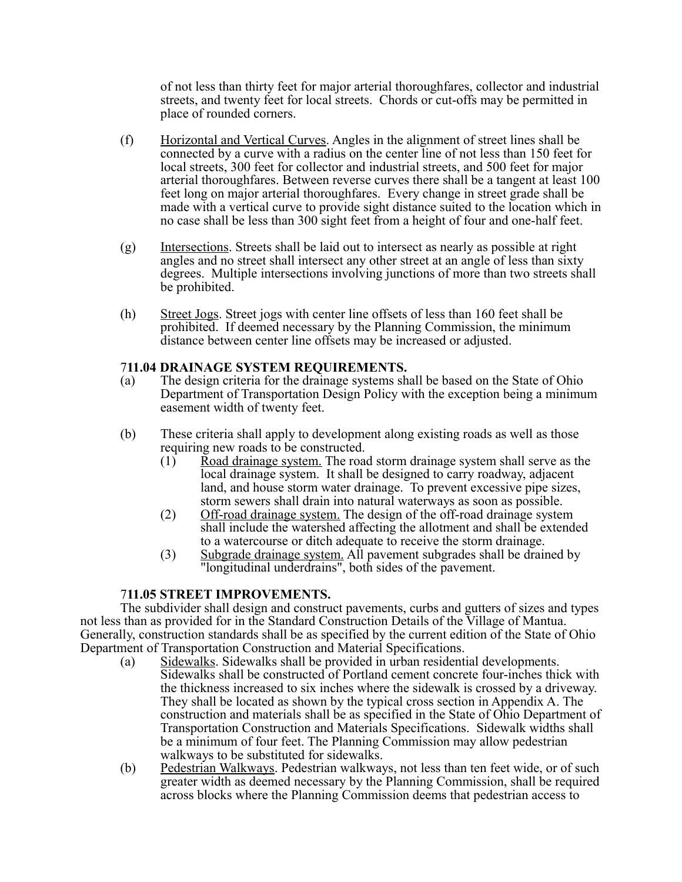of not less than thirty feet for major arterial thoroughfares, collector and industrial streets, and twenty feet for local streets. Chords or cut-offs may be permitted in place of rounded corners.

(f) Horizontal and Vertical Curves. Angles in the alignment of street lines shall be connected by a curve with a radius on the center line of not less than 150 feet for local streets, 300 feet for collector and industrial streets, and 500 feet for major arterial thoroughfares. Between reverse curves there shall be a tangent at least 100 feet long on major arterial thoroughfares. Every change in street grade shall be made with a vertical curve to provide sight distance suited to the location which in no case shall be less than 300 sight feet from a height of four and one-half feet.

(g) Intersections. Streets shall be laid out to intersect as nearly as possible at right angles and no street shall intersect any other street at an angle of less than sixty degrees. Multiple intersections involving junctions of more than two streets shall be prohibited.

(h) Street Jogs. Street jogs with center line offsets of less than 160 feet shall be prohibited. If deemed necessary by the Planning Commission, the minimum distance between center line offsets may be increased or adjusted.

### 711.04 DRAINAGE SYSTEM REQUIREMENTS.

(a) The design criteria for the drainage systems shall be based on the State of Ohio Department of Transportation Design Policy with the exception being a minimum easement width of twenty feet.

(b) These criteria shall apply to development along existing roads as well as those requiring new roads to be constructed.

(1) Road drainage system. The road storm drainage system shall serve as the local drainage system. It shall be designed to carry roadway, adjacent land, and house storm water drainage. To prevent excessive pipe sizes, storm sewers shall drain into natural waterways as soon as possible.

(2) Off-road drainage system. The design of the off-road drainage system shall include the watershed affecting the allotment and shall be extended to a watercourse or ditch adequate to receive the storm drainage.

(3) Subgrade drainage system. All pavement subgrades shall be drained by "longitudinal underdrains", both sides of the pavement.

### 711.05 STREET IMPROVEMENTS.

The subdivider shall design and construct pavements, curbs and gutters of sizes and types not less than as provided for in the Standard Construction Details of the Village of Mantua. Generally, construction standards shall be as specified by the current edition of the State of Ohio Department of Transportation Construction and Material Specifications.

(a) Sidewalks. Sidewalks shall be provided in urban residential developments. Sidewalks shall be constructed of Portland cement concrete four-inches thick with the thickness increased to six inches where the sidewalk is crossed by a driveway. They shall be located as shown by the typical cross section in Appendix A. The construction and materials shall be as specified in the State of Ohio Department of Transportation Construction and Materials Specifications. Sidewalk widths shall be a minimum of four feet. The Planning Commission may allow pedestrian walkways to be substituted for sidewalks.

(b) Pedestrian Walkways. Pedestrian walkways, not less than ten feet wide, or of such greater width as deemed necessary by the Planning Commission, shall be required across blocks where the Planning Commission deems that pedestrian access to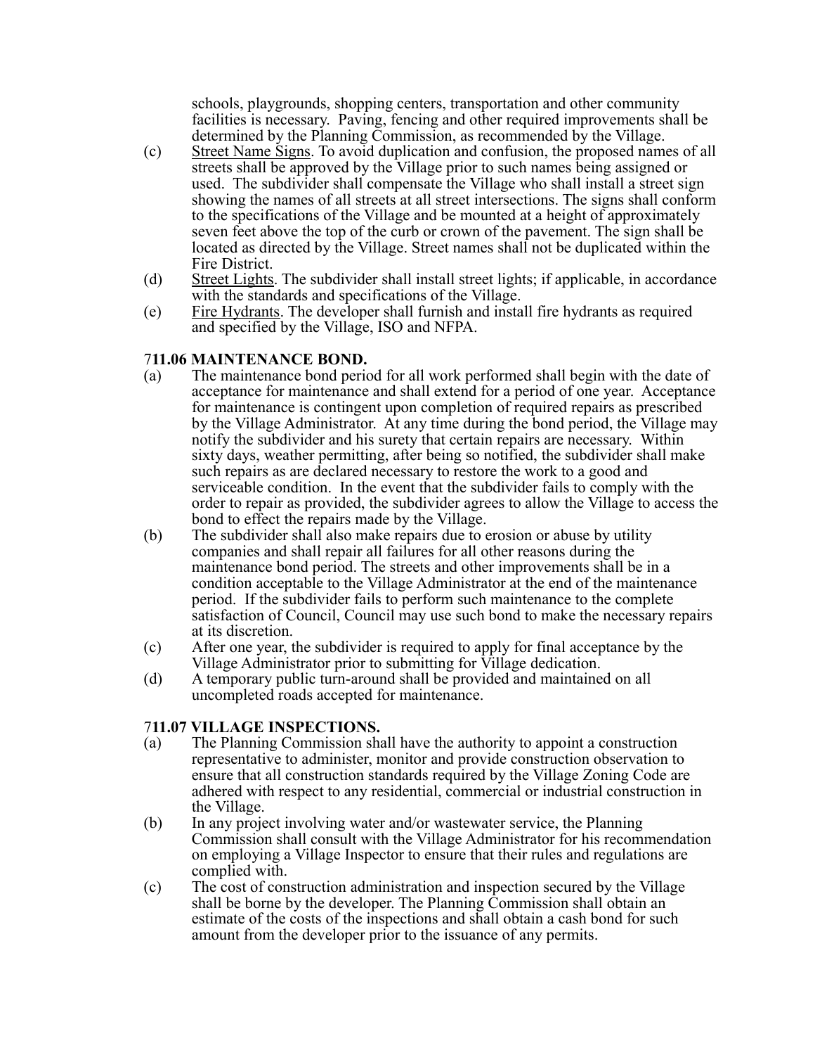schools, playgrounds, shopping centers, transportation and other community facilities is necessary. Paving, fencing and other required improvements shall be determined by the Planning Commission, as recommended by the Village.

(c) Street Name Signs. To avoid duplication and confusion, the proposed names of all streets shall be approved by the Village prior to such names being assigned or used. The subdivider shall compensate the Village who shall install a street sign showing the names of all streets at all street intersections. The signs shall conform to the specifications of the Village and be mounted at a height of approximately seven feet above the top of the curb or crown of the pavement. The sign shall be located as directed by the Village. Street names shall not be duplicated within the Fire District.

(d) Street Lights. The subdivider shall install street lights; if applicable, in accordance with the standards and specifications of the Village.

(e) Fire Hydrants. The developer shall furnish and install fire hydrants as required and specified by the Village, ISO and NFPA.

**711.06 MAINTENANCE BOND.**

(a) The maintenance bond period for all work performed shall begin with the date of acceptance for maintenance and shall extend for a period of one year. Acceptance for maintenance is contingent upon completion of required repairs as prescribed by the Village Administrator. At any time during the bond period, the Village may notify the subdivider and his surety that certain repairs are necessary. Within sixty days, weather permitting, after being so notified, the subdivider shall make such repairs as are declared necessary to restore the work to a good and serviceable condition. In the event that the subdivider fails to comply with the order to repair as provided, the subdivider agrees to allow the Village to access the bond to effect the repairs made by the Village.

(b) The subdivider shall also make repairs due to erosion or abuse by utility companies and shall repair all failures for all other reasons during the maintenance bond period. The streets and other improvements shall be in a condition acceptable to the Village Administrator at the end of the maintenance period. If the subdivider fails to perform such maintenance to the complete satisfaction of Council, Council may use such bond to make the necessary repairs at its discretion.

(c) After one year, the subdivider is required to apply for final acceptance by the Village Administrator prior to submitting for Village dedication.

(d) A temporary public turn-around shall be provided and maintained on all uncompleted roads accepted for maintenance.

**711.07 VILLAGE INSPECTIONS.**

(a) The Planning Commission shall have the authority to appoint a construction representative to administer, monitor and provide construction observation to ensure that all construction standards required by the Village Zoning Code are adhered with respect to any residential, commercial or industrial construction in the Village.

(b) In any project involving water and/or wastewater service, the Planning Commission shall consult with the Village Administrator for his recommendation on employing a Village Inspector to ensure that their rules and regulations are complied with.

(c) The cost of construction administration and inspection secured by the Village shall be borne by the developer. The Planning Commission shall obtain an estimate of the costs of the inspections and shall obtain a cash bond for such amount from the developer prior to the issuance of any permits.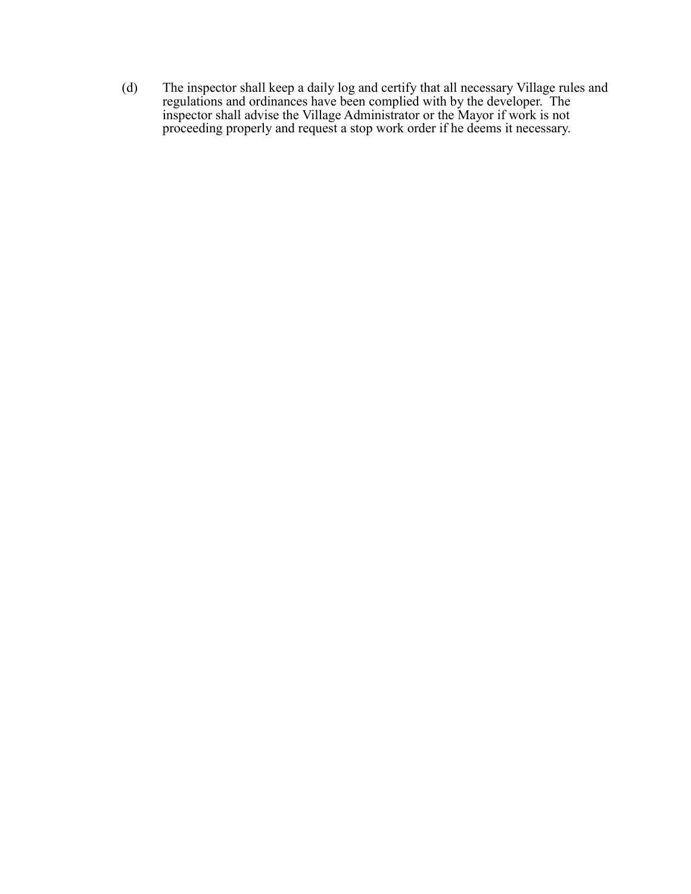(d) The inspector shall keep a daily log and certify that all necessary Village rules and regulations and ordinances have been complied with by the developer. The inspector shall advise the Village Administrator or the Mayor if work is not proceeding properly and request a stop work order if he deems it necessary.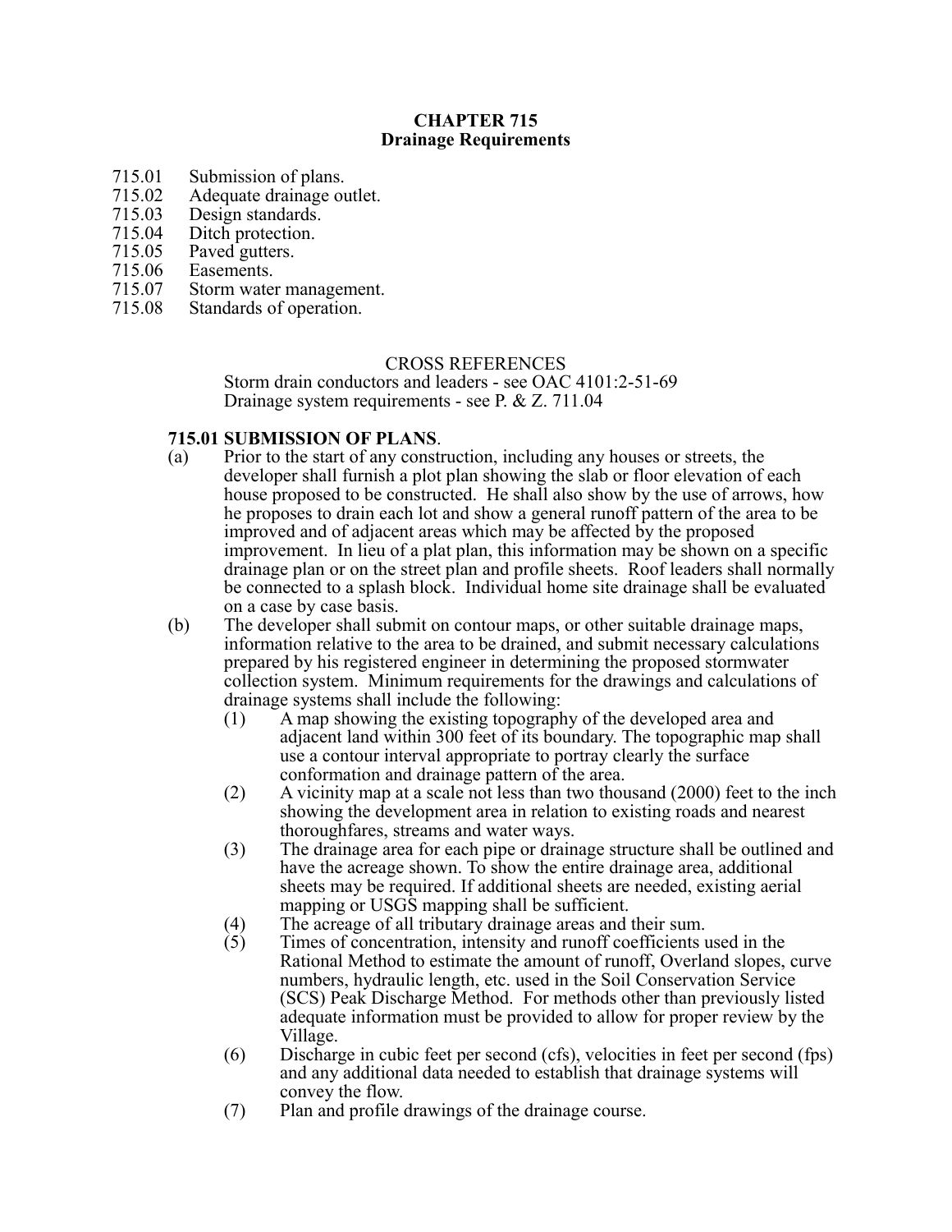# CHAPTER 715
## Drainage Requirements

715.01 Submission of plans.
715.02 Adequate drainage outlet.
715.03 Design standards.
715.04 Ditch protection.
715.05 Paved gutters.
715.06 Easements.
715.07 Storm water management.
715.08 Standards of operation.

CROSS REFERENCES
Storm drain conductors and leaders - see OAC 4101:2-51-69
Drainage system requirements - see P. & Z. 711.04

### 715.01 SUBMISSION OF PLANS.

(a) Prior to the start of any construction, including any houses or streets, the developer shall furnish a plot plan showing the slab or floor elevation of each house proposed to be constructed. He shall also show by the use of arrows, how he proposes to drain each lot and show a general runoff pattern of the area to be improved and of adjacent areas which may be affected by the proposed improvement. In lieu of a plat plan, this information may be shown on a specific drainage plan or on the street plan and profile sheets. Roof leaders shall normally be connected to a splash block. Individual home site drainage shall be evaluated on a case by case basis.

(b) The developer shall submit on contour maps, or other suitable drainage maps, information relative to the area to be drained, and submit necessary calculations prepared by his registered engineer in determining the proposed stormwater collection system. Minimum requirements for the drawings and calculations of drainage systems shall include the following:

(1) A map showing the existing topography of the developed area and adjacent land within 300 feet of its boundary. The topographic map shall use a contour interval appropriate to portray clearly the surface conformation and drainage pattern of the area.

(2) A vicinity map at a scale not less than two thousand (2000) feet to the inch showing the development area in relation to existing roads and nearest thoroughfares, streams and water ways.

(3) The drainage area for each pipe or drainage structure shall be outlined and have the acreage shown. To show the entire drainage area, additional sheets may be required. If additional sheets are needed, existing aerial mapping or USGS mapping shall be sufficient.

(4) The acreage of all tributary drainage areas and their sum.

(5) Times of concentration, intensity and runoff coefficients used in the Rational Method to estimate the amount of runoff, Overland slopes, curve numbers, hydraulic length, etc. used in the Soil Conservation Service (SCS) Peak Discharge Method. For methods other than previously listed adequate information must be provided to allow for proper review by the Village.

(6) Discharge in cubic feet per second (cfs), velocities in feet per second (fps) and any additional data needed to establish that drainage systems will convey the flow.

(7) Plan and profile drawings of the drainage course.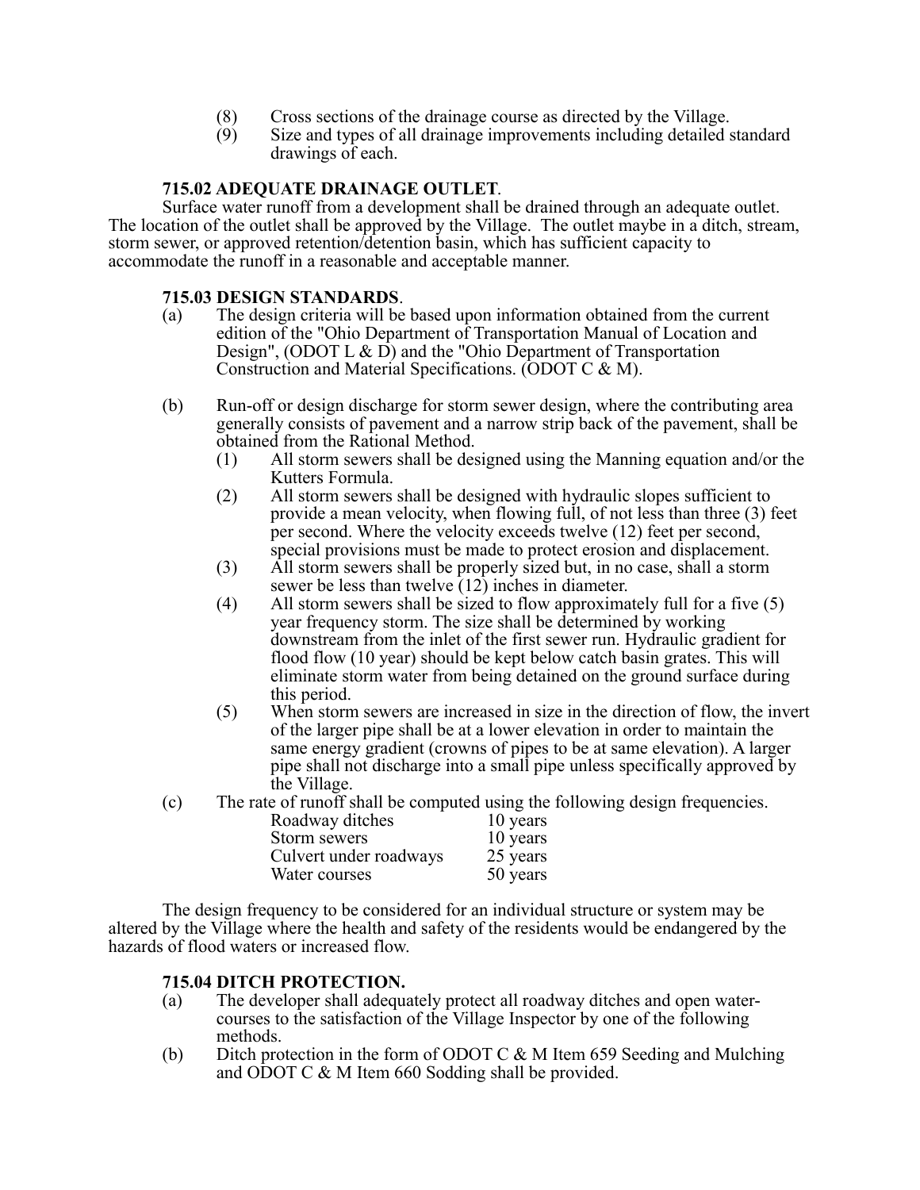(8) Cross sections of the drainage course as directed by the Village.
(9) Size and types of all drainage improvements including detailed standard drawings of each.

**715.02 ADEQUATE DRAINAGE OUTLET**.

Surface water runoff from a development shall be drained through an adequate outlet. The location of the outlet shall be approved by the Village. The outlet maybe in a ditch, stream, storm sewer, or approved retention/detention basin, which has sufficient capacity to accommodate the runoff in a reasonable and acceptable manner.

**715.03 DESIGN STANDARDS**.

(a) The design criteria will be based upon information obtained from the current edition of the "Ohio Department of Transportation Manual of Location and Design", (ODOT L & D) and the "Ohio Department of Transportation Construction and Material Specifications. (ODOT C & M).

(b) Run-off or design discharge for storm sewer design, where the contributing area generally consists of pavement and a narrow strip back of the pavement, shall be obtained from the Rational Method.
   (1) All storm sewers shall be designed using the Manning equation and/or the Kutters Formula.
   (2) All storm sewers shall be designed with hydraulic slopes sufficient to provide a mean velocity, when flowing full, of not less than three (3) feet per second. Where the velocity exceeds twelve (12) feet per second, special provisions must be made to protect erosion and displacement.
   (3) All storm sewers shall be properly sized but, in no case, shall a storm sewer be less than twelve (12) inches in diameter.
   (4) All storm sewers shall be sized to flow approximately full for a five (5) year frequency storm. The size shall be determined by working downstream from the inlet of the first sewer run. Hydraulic gradient for flood flow (10 year) should be kept below catch basin grates. This will eliminate storm water from being detained on the ground surface during this period.
   (5) When storm sewers are increased in size in the direction of flow, the invert of the larger pipe shall be at a lower elevation in order to maintain the same energy gradient (crowns of pipes to be at same elevation). A larger pipe shall not discharge into a small pipe unless specifically approved by the Village.

(c) The rate of runoff shall be computed using the following design frequencies.

| | |
|---|---|
| Roadway ditches | 10 years |
| Storm sewers | 10 years |
| Culvert under roadways | 25 years |
| Water courses | 50 years |

The design frequency to be considered for an individual structure or system may be altered by the Village where the health and safety of the residents would be endangered by the hazards of flood waters or increased flow.

**715.04 DITCH PROTECTION.**

(a) The developer shall adequately protect all roadway ditches and open water-courses to the satisfaction of the Village Inspector by one of the following methods.

(b) Ditch protection in the form of ODOT C & M Item 659 Seeding and Mulching and ODOT C & M Item 660 Sodding shall be provided.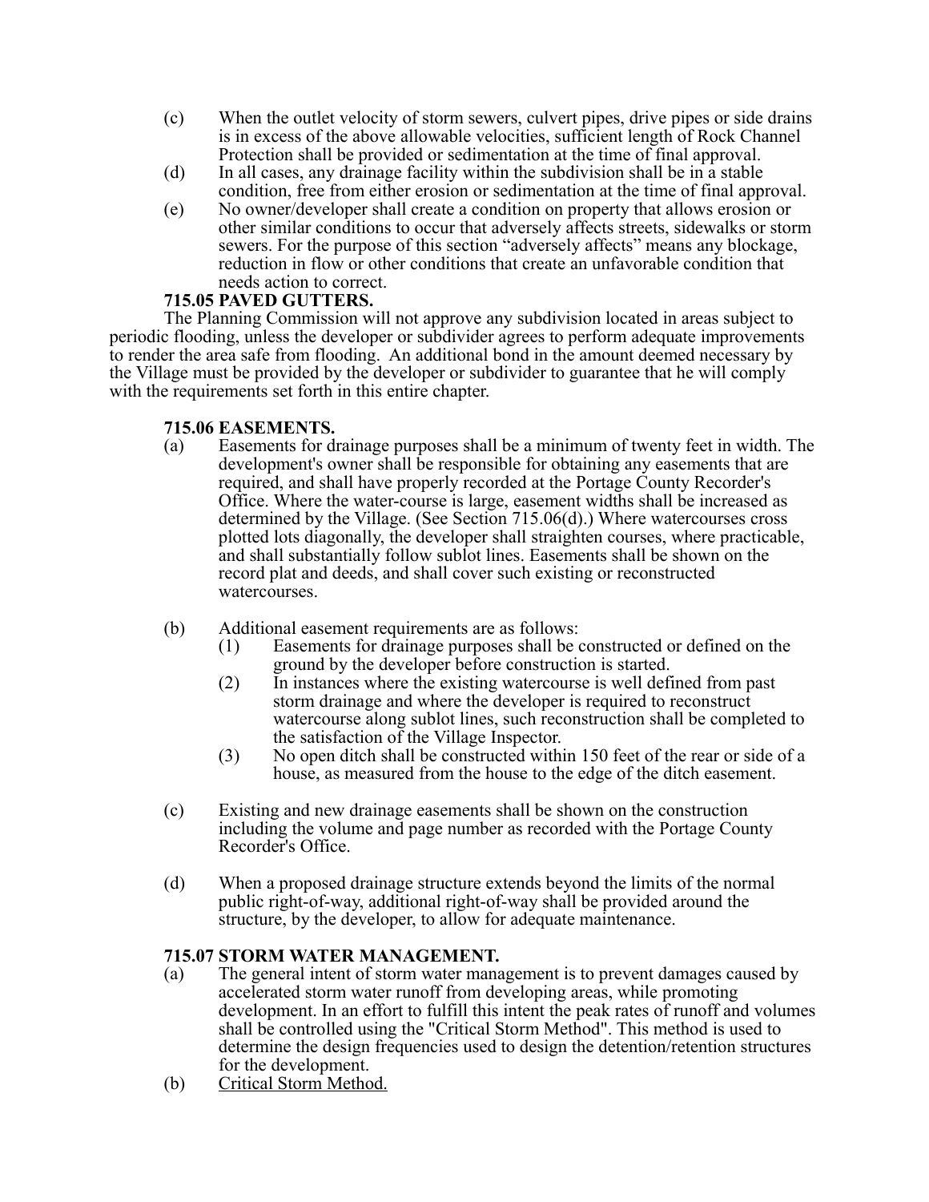(c) When the outlet velocity of storm sewers, culvert pipes, drive pipes or side drains is in excess of the above allowable velocities, sufficient length of Rock Channel Protection shall be provided or sedimentation at the time of final approval.

(d) In all cases, any drainage facility within the subdivision shall be in a stable condition, free from either erosion or sedimentation at the time of final approval.

(e) No owner/developer shall create a condition on property that allows erosion or other similar conditions to occur that adversely affects streets, sidewalks or storm sewers. For the purpose of this section "adversely affects" means any blockage, reduction in flow or other conditions that create an unfavorable condition that needs action to correct.

**715.05 PAVED GUTTERS.**

The Planning Commission will not approve any subdivision located in areas subject to periodic flooding, unless the developer or subdivider agrees to perform adequate improvements to render the area safe from flooding. An additional bond in the amount deemed necessary by the Village must be provided by the developer or subdivider to guarantee that he will comply with the requirements set forth in this entire chapter.

**715.06 EASEMENTS.**

(a) Easements for drainage purposes shall be a minimum of twenty feet in width. The development's owner shall be responsible for obtaining any easements that are required, and shall have properly recorded at the Portage County Recorder's Office. Where the water-course is large, easement widths shall be increased as determined by the Village. (See Section 715.06(d).) Where watercourses cross plotted lots diagonally, the developer shall straighten courses, where practicable, and shall substantially follow sublot lines. Easements shall be shown on the record plat and deeds, and shall cover such existing or reconstructed watercourses.

(b) Additional easement requirements are as follows:

  (1) Easements for drainage purposes shall be constructed or defined on the ground by the developer before construction is started.

  (2) In instances where the existing watercourse is well defined from past storm drainage and where the developer is required to reconstruct watercourse along sublot lines, such reconstruction shall be completed to the satisfaction of the Village Inspector.

  (3) No open ditch shall be constructed within 150 feet of the rear or side of a house, as measured from the house to the edge of the ditch easement.

(c) Existing and new drainage easements shall be shown on the construction including the volume and page number as recorded with the Portage County Recorder's Office.

(d) When a proposed drainage structure extends beyond the limits of the normal public right-of-way, additional right-of-way shall be provided around the structure, by the developer, to allow for adequate maintenance.

**715.07 STORM WATER MANAGEMENT.**

(a) The general intent of storm water management is to prevent damages caused by accelerated storm water runoff from developing areas, while promoting development. In an effort to fulfill this intent the peak rates of runoff and volumes shall be controlled using the "Critical Storm Method". This method is used to determine the design frequencies used to design the detention/retention structures for the development.

(b) <u>Critical Storm Method.</u>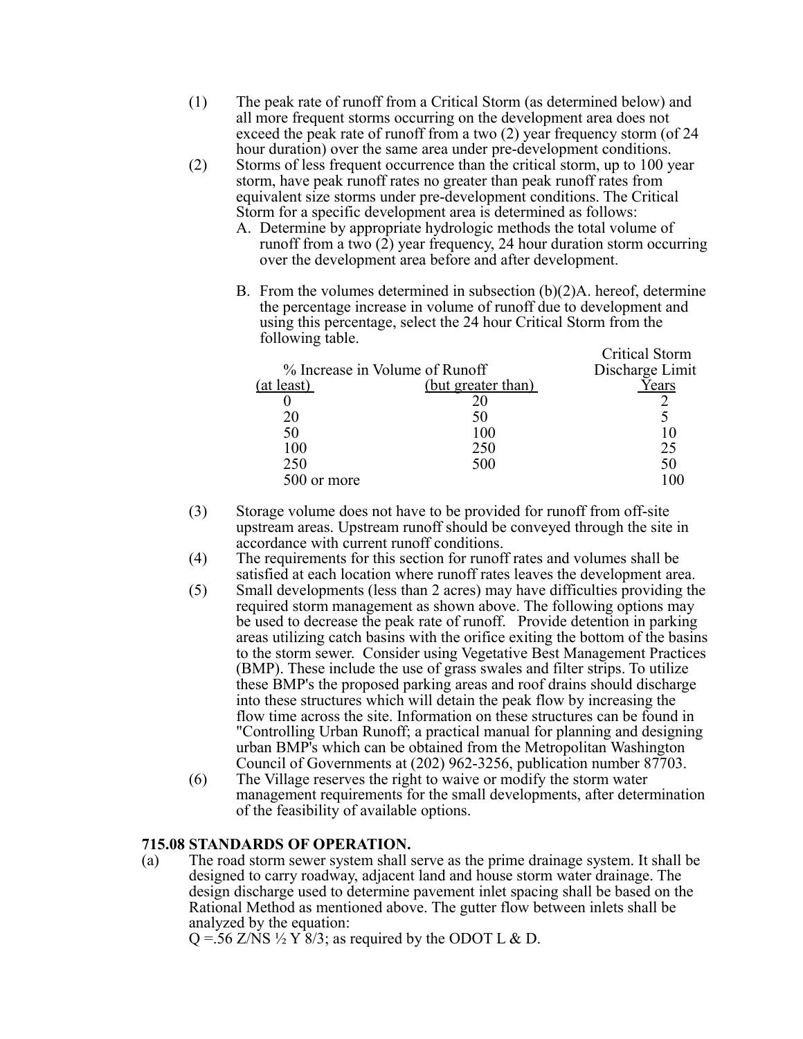(1) The peak rate of runoff from a Critical Storm (as determined below) and all more frequent storms occurring on the development area does not exceed the peak rate of runoff from a two (2) year frequency storm (of 24 hour duration) over the same area under pre-development conditions.

(2) Storms of less frequent occurrence than the critical storm, up to 100 year storm, have peak runoff rates no greater than peak runoff rates from equivalent size storms under pre-development conditions. The Critical Storm for a specific development area is determined as follows:

A. Determine by appropriate hydrologic methods the total volume of runoff from a two (2) year frequency, 24 hour duration storm occurring over the development area before and after development.

B. From the volumes determined in subsection (b)(2)A. hereof, determine the percentage increase in volume of runoff due to development and using this percentage, select the 24 hour Critical Storm from the following table.

| % Increase in Volume of Runoff | | Critical Storm Discharge Limit |
|---|---|---|
| (at least) | (but greater than) | Years |
| 0 | 20 | 2 |
| 20 | 50 | 5 |
| 50 | 100 | 10 |
| 100 | 250 | 25 |
| 250 | 500 | 50 |
| 500 or more | | 100 |

(3) Storage volume does not have to be provided for runoff from off-site upstream areas. Upstream runoff should be conveyed through the site in accordance with current runoff conditions.

(4) The requirements for this section for runoff rates and volumes shall be satisfied at each location where runoff rates leaves the development area.

(5) Small developments (less than 2 acres) may have difficulties providing the required storm management as shown above. The following options may be used to decrease the peak rate of runoff. Provide detention in parking areas utilizing catch basins with the orifice exiting the bottom of the basins to the storm sewer. Consider using Vegetative Best Management Practices (BMP). These include the use of grass swales and filter strips. To utilize these BMP's the proposed parking areas and roof drains should discharge into these structures which will detain the peak flow by increasing the flow time across the site. Information on these structures can be found in "Controlling Urban Runoff; a practical manual for planning and designing urban BMP's which can be obtained from the Metropolitan Washington Council of Governments at (202) 962-3256, publication number 87703.

(6) The Village reserves the right to waive or modify the storm water management requirements for the small developments, after determination of the feasibility of available options.

**715.08 STANDARDS OF OPERATION.**

(a) The road storm sewer system shall serve as the prime drainage system. It shall be designed to carry roadway, adjacent land and house storm water drainage. The design discharge used to determine pavement inlet spacing shall be based on the Rational Method as mentioned above. The gutter flow between inlets shall be analyzed by the equation:

$Q = .56\ Z/NS^{1/2}\ Y^{8/3}$; as required by the ODOT L & D.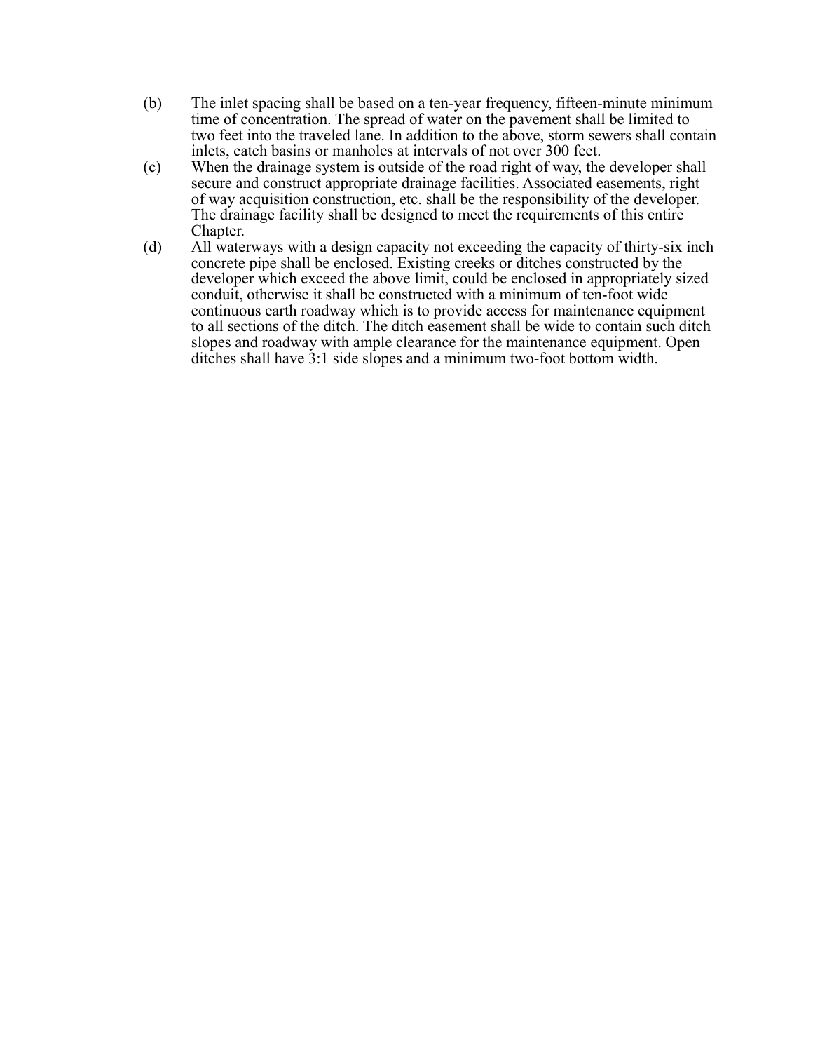(b) The inlet spacing shall be based on a ten-year frequency, fifteen-minute minimum time of concentration. The spread of water on the pavement shall be limited to two feet into the traveled lane. In addition to the above, storm sewers shall contain inlets, catch basins or manholes at intervals of not over 300 feet.

(c) When the drainage system is outside of the road right of way, the developer shall secure and construct appropriate drainage facilities. Associated easements, right of way acquisition construction, etc. shall be the responsibility of the developer. The drainage facility shall be designed to meet the requirements of this entire Chapter.

(d) All waterways with a design capacity not exceeding the capacity of thirty-six inch concrete pipe shall be enclosed. Existing creeks or ditches constructed by the developer which exceed the above limit, could be enclosed in appropriately sized conduit, otherwise it shall be constructed with a minimum of ten-foot wide continuous earth roadway which is to provide access for maintenance equipment to all sections of the ditch. The ditch easement shall be wide to contain such ditch slopes and roadway with ample clearance for the maintenance equipment. Open ditches shall have 3:1 side slopes and a minimum two-foot bottom width.